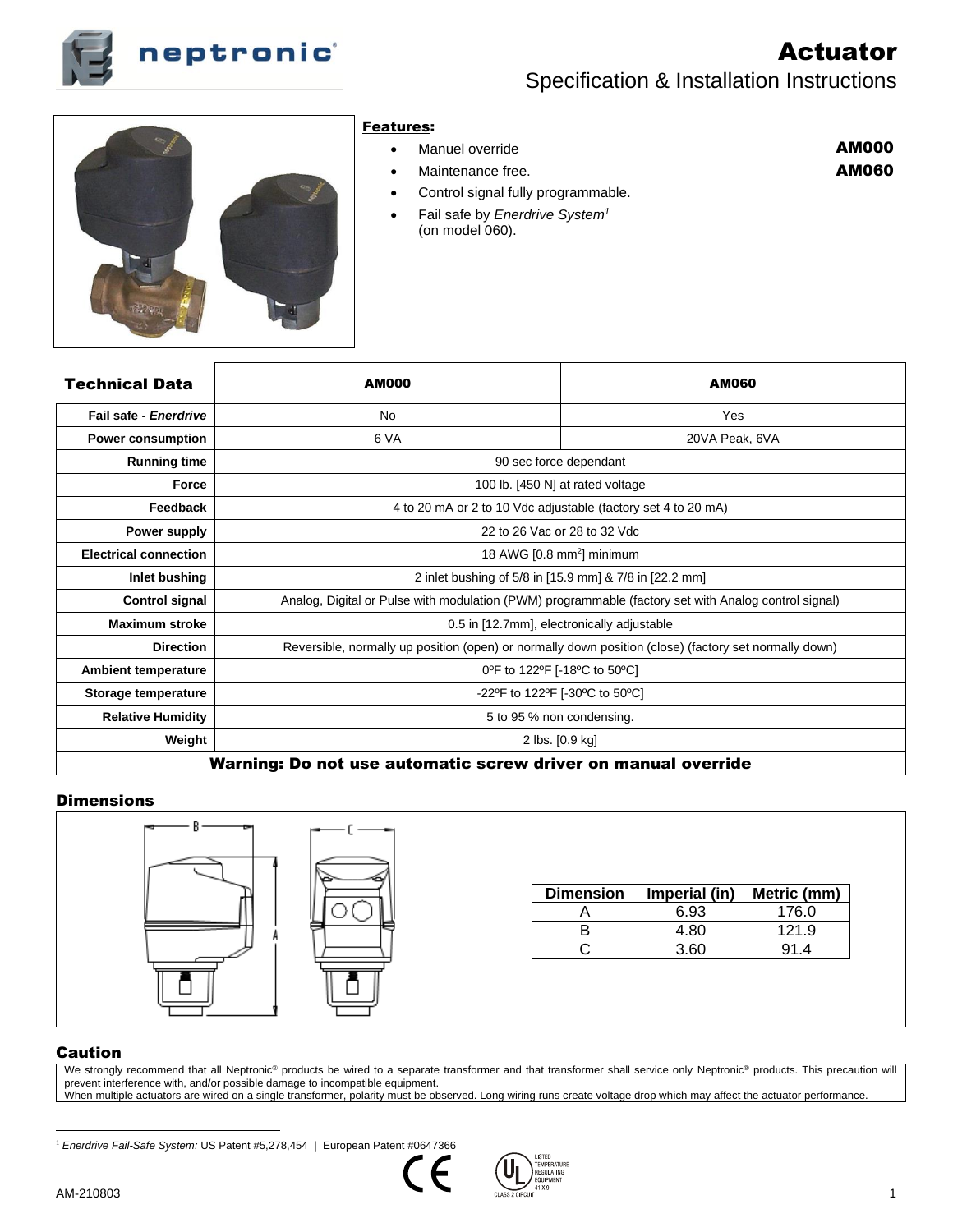# Actuator

## Specification & Installation Instructions

**AM000**
**AM060**

### Features:

- Manuel override
- Maintenance free.
- Control signal fully programmable.
- Fail safe by *Enerdrive System*[1] (on model 060).

| Technical Data | AM000 | AM060 |
|---|---|---|
| **Fail safe - *Enerdrive*** | No | Yes |
| **Power consumption** | 6 VA | 20VA Peak, 6VA |
| **Running time** | 90 sec force dependant | |
| **Force** | 100 lb. [450 N] at rated voltage | |
| **Feedback** | 4 to 20 mA or 2 to 10 Vdc adjustable (factory set 4 to 20 mA) | |
| **Power supply** | 22 to 26 Vac or 28 to 32 Vdc | |
| **Electrical connection** | 18 AWG [0.8 mm²] minimum | |
| **Inlet bushing** | 2 inlet bushing of 5/8 in [15.9 mm] & 7/8 in [22.2 mm] | |
| **Control signal** | Analog, Digital or Pulse with modulation (PWM) programmable (factory set with Analog control signal) | |
| **Maximum stroke** | 0.5 in [12.7mm], electronically adjustable | |
| **Direction** | Reversible, normally up position (open) or normally down position (close) (factory set normally down) | |
| **Ambient temperature** | 0ºF to 122ºF [-18ºC to 50ºC] | |
| **Storage temperature** | -22ºF to 122ºF [-30ºC to 50ºC] | |
| **Relative Humidity** | 5 to 95 % non condensing. | |
| **Weight** | 2 lbs. [0.9 kg] | |

**Warning: Do not use automatic screw driver on manual override**

### Dimensions

| Dimension | Imperial (in) | Metric (mm) |
|---|---|---|
| A | 6.93 | 176.0 |
| B | 4.80 | 121.9 |
| C | 3.60 | 91.4 |

### Caution

We strongly recommend that all Neptronic® products be wired to a separate transformer and that transformer shall service only Neptronic® products. This precaution will prevent interference with, and/or possible damage to incompatible equipment.
When multiple actuators are wired on a single transformer, polarity must be observed. Long wiring runs create voltage drop which may affect the actuator performance.

[1] *Enerdrive Fail-Safe System:* US Patent #5,278,454 | European Patent #0647366

AM-210803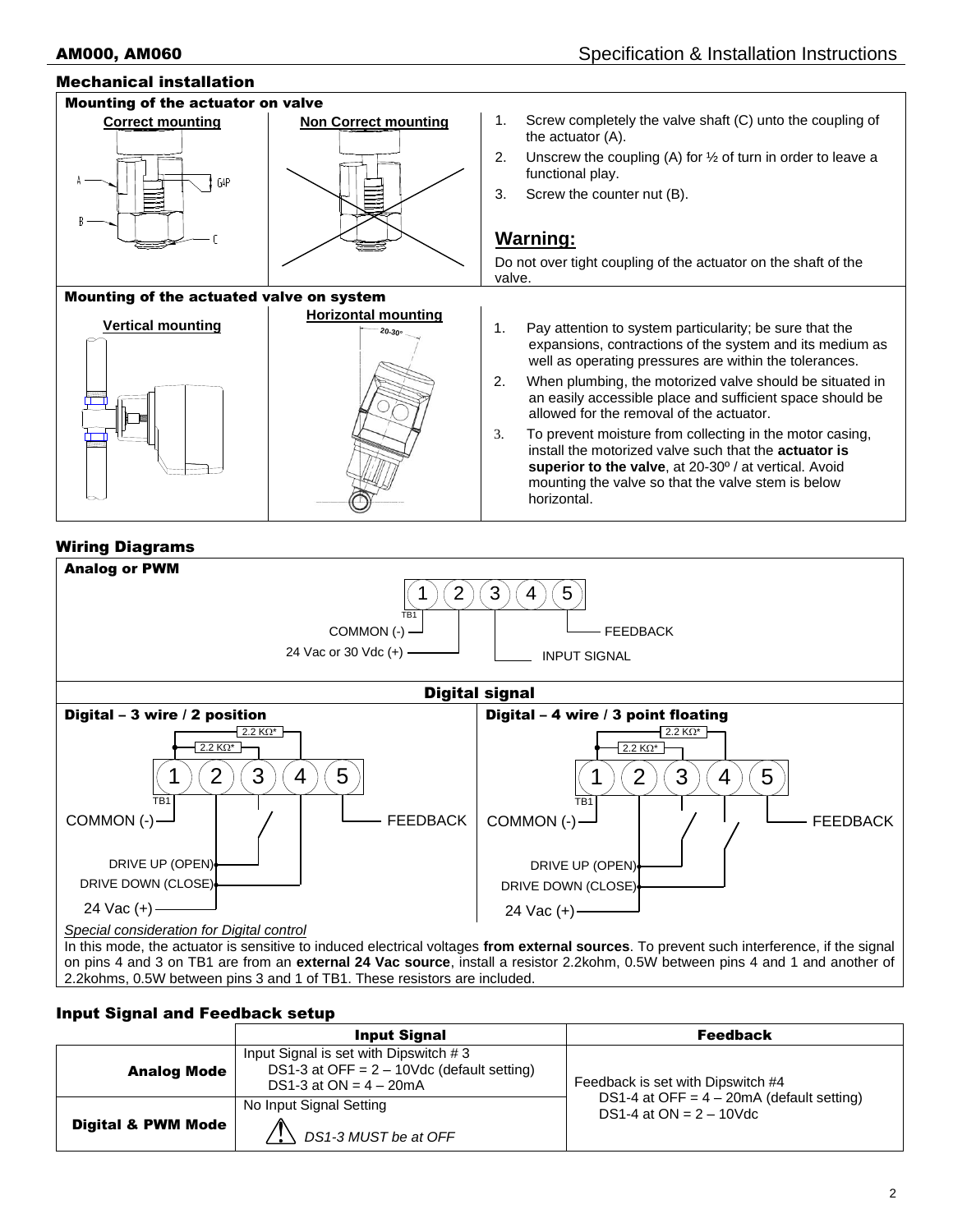## Mechanical installation

### Mounting of the actuator on valve

**Correct mounting** | **Non Correct mounting**

A — GAP — B — C

1. Screw completely the valve shaft (C) unto the coupling of the actuator (A).
2. Unscrew the coupling (A) for ½ of turn in order to leave a functional play.
3. Screw the counter nut (B).

**Warning:**

Do not over tight coupling of the actuator on the shaft of the valve.

### Mounting of the actuated valve on system

**Vertical mounting** | **Horizontal mounting** (20-30°)

1. Pay attention to system particularity; be sure that the expansions, contractions of the system and its medium as well as operating pressures are within the tolerances.
2. When plumbing, the motorized valve should be situated in an easily accessible place and sufficient space should be allowed for the removal of the actuator.
3. To prevent moisture from collecting in the motor casing, install the motorized valve such that the **actuator is superior to the valve**, at 20-30º / at vertical. Avoid mounting the valve so that the valve stem is below horizontal.

## Wiring Diagrams

### Analog or PWM

TB1: 1 2 3 4 5

- COMMON (-)
- 24 Vac or 30 Vdc (+)
- INPUT SIGNAL
- FEEDBACK

### Digital signal

**Digital – 3 wire / 2 position**

TB1: 1 2 3 4 5 (2.2 KΩ* resistors)

- COMMON (-)
- FEEDBACK
- DRIVE UP (OPEN)
- DRIVE DOWN (CLOSE)
- 24 Vac (+)

**Digital – 4 wire / 3 point floating**

TB1: 1 2 3 4 5 (2.2 KΩ* resistors)

- COMMON (-)
- FEEDBACK
- DRIVE UP (OPEN)
- DRIVE DOWN (CLOSE)
- 24 Vac (+)

*Special consideration for Digital control*

In this mode, the actuator is sensitive to induced electrical voltages **from external sources**. To prevent such interference, if the signal on pins 4 and 3 on TB1 are from an **external 24 Vac source**, install a resistor 2.2kohm, 0.5W between pins 4 and 1 and another of 2.2kohms, 0.5W between pins 3 and 1 of TB1. These resistors are included.

## Input Signal and Feedback setup

| | Input Signal | Feedback |
|---|---|---|
| **Analog Mode** | Input Signal is set with Dipswitch # 3<br>DS1-3 at OFF = 2 – 10Vdc (default setting)<br>DS1-3 at ON = 4 – 20mA | Feedback is set with Dipswitch #4<br>DS1-4 at OFF = 4 – 20mA (default setting)<br>DS1-4 at ON = 2 – 10Vdc |
| **Digital & PWM Mode** | No Input Signal Setting<br>⚠ *DS1-3 MUST be at OFF* | |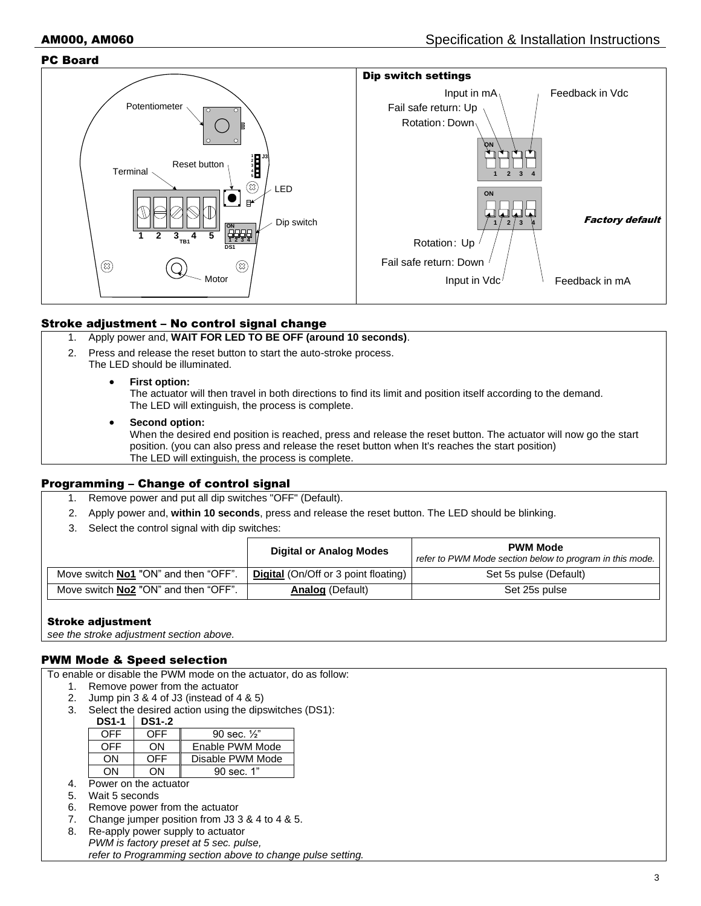## PC Board

Potentiometer

Terminal

Reset button

J3

LED

Dip switch

1 2 3 4 5 TB1

DS1

Motor

### Dip switch settings

Input in mA

Feedback in Vdc

Fail safe return: Up

Rotation: Down

*Factory default*

Rotation: Up

Fail safe return: Down

Input in Vdc

Feedback in mA

## Stroke adjustment – No control signal change

1. Apply power and, **WAIT FOR LED TO BE OFF (around 10 seconds)**.
2. Press and release the reset button to start the auto-stroke process. 
   The LED should be illuminated.
   - **First option:** 
     The actuator will then travel in both directions to find its limit and position itself according to the demand. 
     The LED will extinguish, the process is complete.
   - **Second option:** 
     When the desired end position is reached, press and release the reset button. The actuator will now go the start position. (you can also press and release the reset button when It's reaches the start position) 
     The LED will extinguish, the process is complete.

## Programming – Change of control signal

1. Remove power and put all dip switches "OFF" (Default).
2. Apply power and, **within 10 seconds**, press and release the reset button. The LED should be blinking.
3. Select the control signal with dip switches:

| | Digital or Analog Modes | PWM Mode *refer to PWM Mode section below to program in this mode.* |
|---|---|---|
| Move switch **No1** "ON" and then "OFF". | **Digital** (On/Off or 3 point floating) | Set 5s pulse (Default) |
| Move switch **No2** "ON" and then "OFF". | **Analog** (Default) | Set 25s pulse |

### Stroke adjustment

*see the stroke adjustment section above.*

## PWM Mode & Speed selection

To enable or disable the PWM mode on the actuator, do as follow:

1. Remove power from the actuator
2. Jump pin 3 & 4 of J3 (instead of 4 & 5)
3. Select the desired action using the dipswitches (DS1):

| DS1-1 | DS1-.2 | |
|---|---|---|
| OFF | OFF | 90 sec. ½" |
| OFF | ON | Enable PWM Mode |
| ON | OFF | Disable PWM Mode |
| ON | ON | 90 sec. 1" |

4. Power on the actuator
5. Wait 5 seconds
6. Remove power from the actuator
7. Change jumper position from J3 3 & 4 to 4 & 5.
8. Re-apply power supply to actuator 
   *PWM is factory preset at 5 sec. pulse,* 
   *refer to Programming section above to change pulse setting.*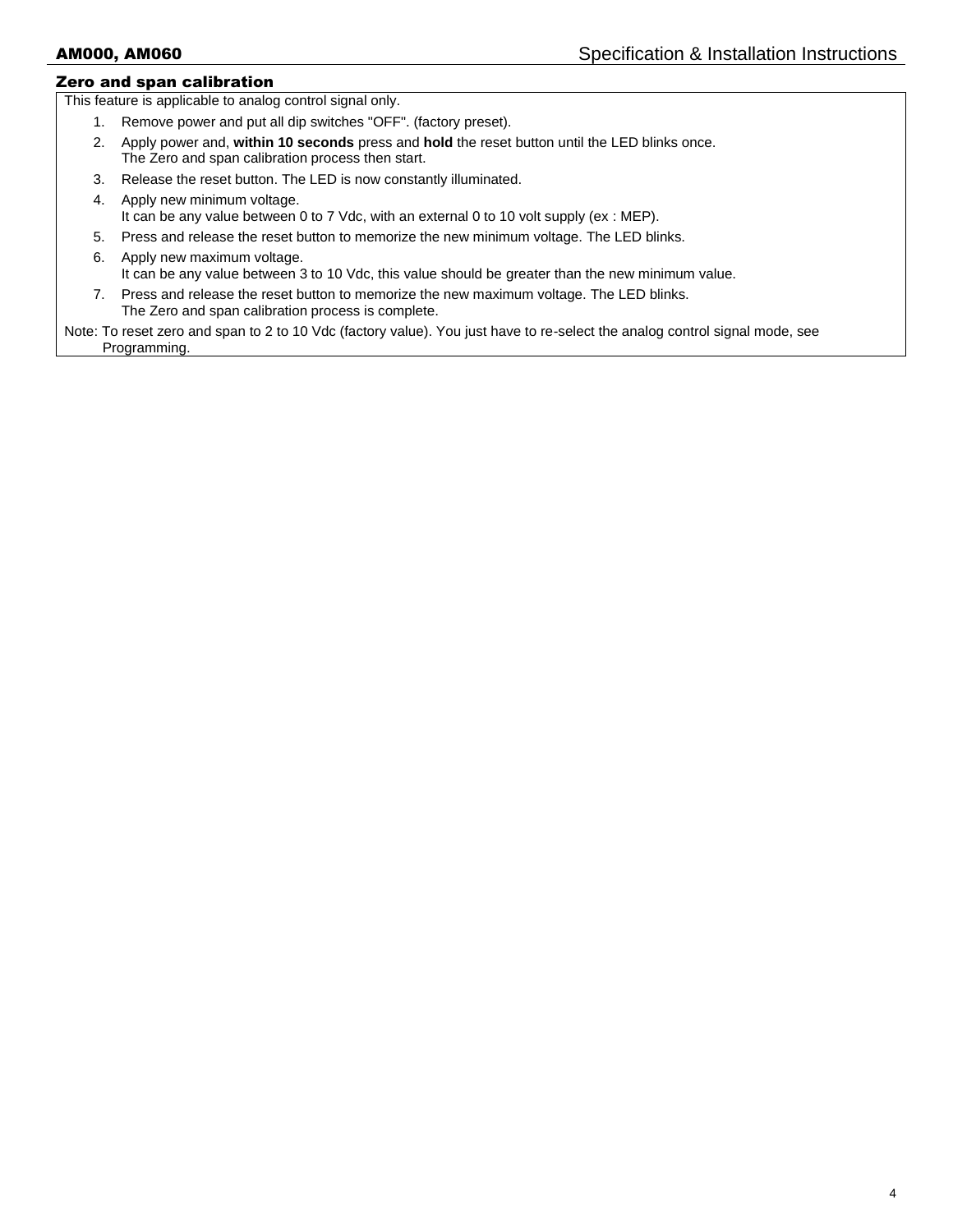## Zero and span calibration

This feature is applicable to analog control signal only.

1. Remove power and put all dip switches "OFF". (factory preset).
2. Apply power and, **within 10 seconds** press and **hold** the reset button until the LED blinks once.
   The Zero and span calibration process then start.
3. Release the reset button. The LED is now constantly illuminated.
4. Apply new minimum voltage.
   It can be any value between 0 to 7 Vdc, with an external 0 to 10 volt supply (ex : MEP).
5. Press and release the reset button to memorize the new minimum voltage. The LED blinks.
6. Apply new maximum voltage.
   It can be any value between 3 to 10 Vdc, this value should be greater than the new minimum value.
7. Press and release the reset button to memorize the new maximum voltage. The LED blinks.
   The Zero and span calibration process is complete.

Note: To reset zero and span to 2 to 10 Vdc (factory value). You just have to re-select the analog control signal mode, see Programming.